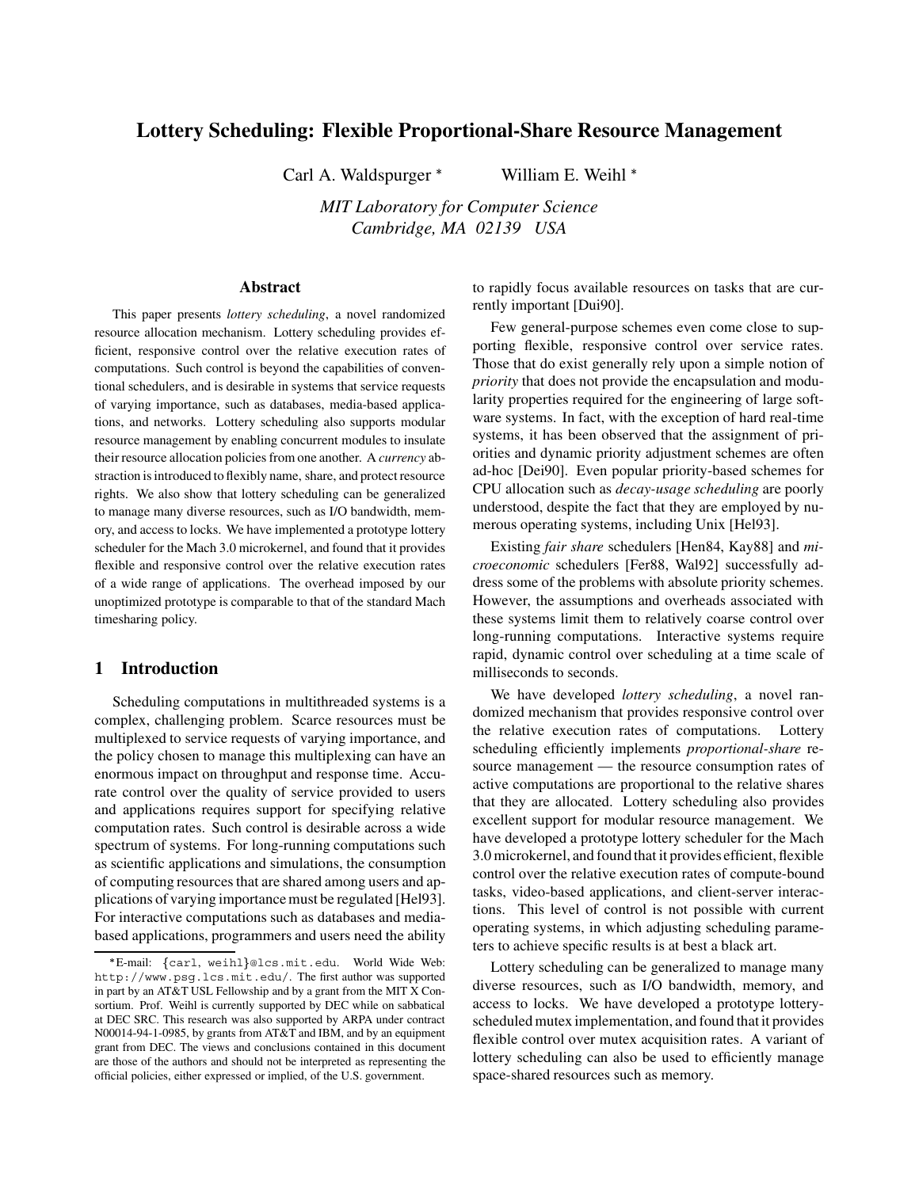# Lottery Scheduling: Flexible Proportional-Share Resource Management

Carl A. Waldspurger * William E. Weihl *

*MIT Laboratory for Computer Science*
*Cambridge, MA 02139 USA*

### Abstract

This paper presents *lottery scheduling*, a novel randomized resource allocation mechanism. Lottery scheduling provides efficient, responsive control over the relative execution rates of computations. Such control is beyond the capabilities of conventional schedulers, and is desirable in systems that service requests of varying importance, such as databases, media-based applications, and networks. Lottery scheduling also supports modular resource management by enabling concurrent modules to insulate their resource allocation policies from one another. A *currency* abstraction is introduced to flexibly name, share, and protect resource rights. We also show that lottery scheduling can be generalized to manage many diverse resources, such as I/O bandwidth, memory, and access to locks. We have implemented a prototype lottery scheduler for the Mach 3.0 microkernel, and found that it provides flexible and responsive control over the relative execution rates of a wide range of applications. The overhead imposed by our unoptimized prototype is comparable to that of the standard Mach timesharing policy.

## 1 Introduction

Scheduling computations in multithreaded systems is a complex, challenging problem. Scarce resources must be multiplexed to service requests of varying importance, and the policy chosen to manage this multiplexing can have an enormous impact on throughput and response time. Accurate control over the quality of service provided to users and applications requires support for specifying relative computation rates. Such control is desirable across a wide spectrum of systems. For long-running computations such as scientific applications and simulations, the consumption of computing resources that are shared among users and applications of varying importance must be regulated [Hel93]. For interactive computations such as databases and media-based applications, programmers and users need the ability to rapidly focus available resources on tasks that are currently important [Dui90].

Few general-purpose schemes even come close to supporting flexible, responsive control over service rates. Those that do exist generally rely upon a simple notion of *priority* that does not provide the encapsulation and modularity properties required for the engineering of large software systems. In fact, with the exception of hard real-time systems, it has been observed that the assignment of priorities and dynamic priority adjustment schemes are often ad-hoc [Dei90]. Even popular priority-based schemes for CPU allocation such as *decay-usage scheduling* are poorly understood, despite the fact that they are employed by numerous operating systems, including Unix [Hel93].

Existing *fair share* schedulers [Hen84, Kay88] and *microeconomic* schedulers [Fer88, Wal92] successfully address some of the problems with absolute priority schemes. However, the assumptions and overheads associated with these systems limit them to relatively coarse control over long-running computations. Interactive systems require rapid, dynamic control over scheduling at a time scale of milliseconds to seconds.

We have developed *lottery scheduling*, a novel randomized mechanism that provides responsive control over the relative execution rates of computations. Lottery scheduling efficiently implements *proportional-share* resource management — the resource consumption rates of active computations are proportional to the relative shares that they are allocated. Lottery scheduling also provides excellent support for modular resource management. We have developed a prototype lottery scheduler for the Mach 3.0 microkernel, and found that it provides efficient, flexible control over the relative execution rates of compute-bound tasks, video-based applications, and client-server interactions. This level of control is not possible with current operating systems, in which adjusting scheduling parameters to achieve specific results is at best a black art.

Lottery scheduling can be generalized to manage many diverse resources, such as I/O bandwidth, memory, and access to locks. We have developed a prototype lottery-scheduled mutex implementation, and found that it provides flexible control over mutex acquisition rates. A variant of lottery scheduling can also be used to efficiently manage space-shared resources such as memory.

*E-mail: {carl, weihl}@lcs.mit.edu. World Wide Web: http://www.psg.lcs.mit.edu/. The first author was supported in part by an AT&T USL Fellowship and by a grant from the MIT X Consortium. Prof. Weihl is currently supported by DEC while on sabbatical at DEC SRC. This research was also supported by ARPA under contract N00014-94-1-0985, by grants from AT&T and IBM, and by an equipment grant from DEC. The views and conclusions contained in this document are those of the authors and should not be interpreted as representing the official policies, either expressed or implied, of the U.S. government.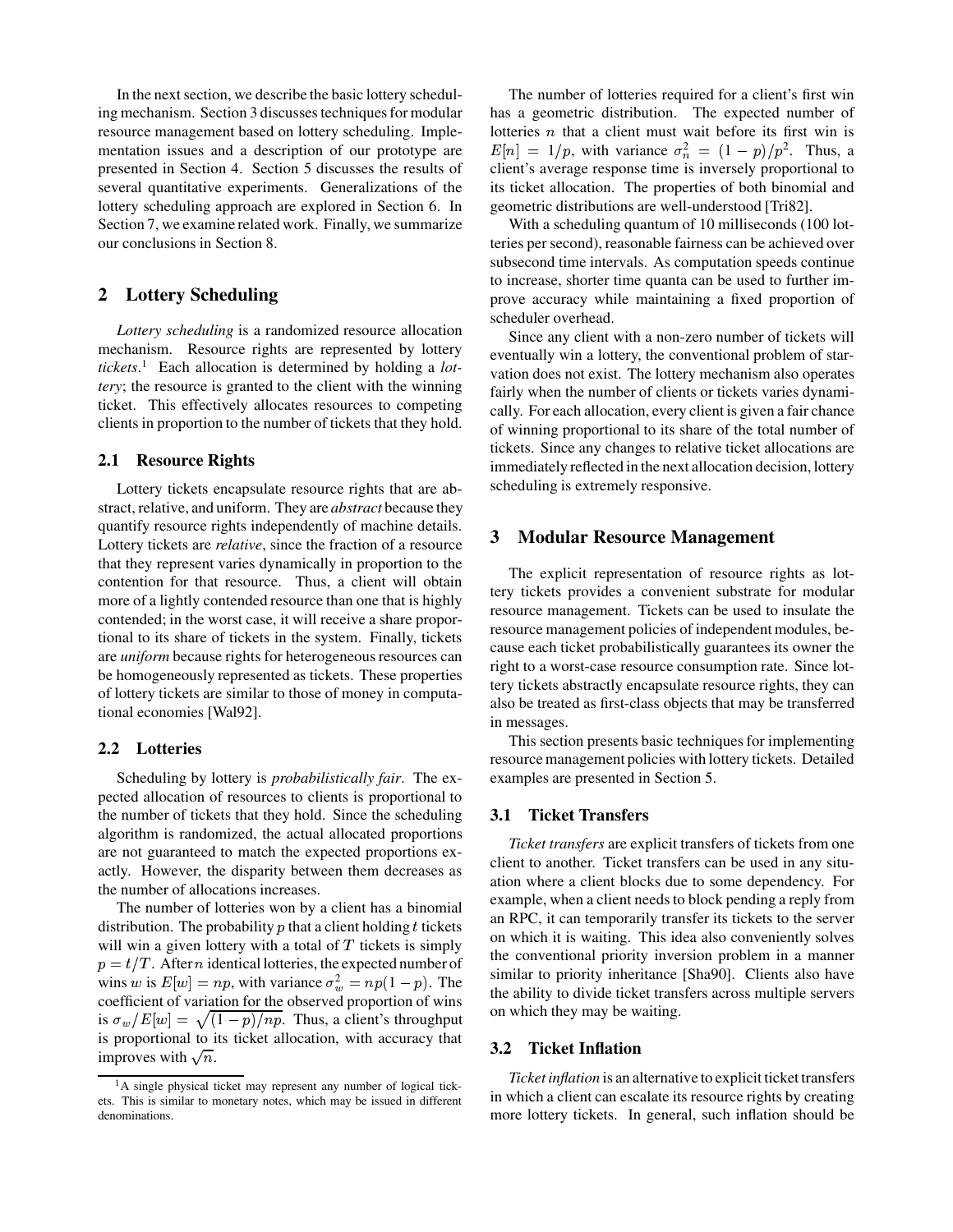In the next section, we describe the basic lottery scheduling mechanism. Section 3 discusses techniques for modular resource management based on lottery scheduling. Implementation issues and a description of our prototype are presented in Section 4. Section 5 discusses the results of several quantitative experiments. Generalizations of the lottery scheduling approach are explored in Section 6. In Section 7, we examine related work. Finally, we summarize our conclusions in Section 8.

## 2 Lottery Scheduling

*Lottery scheduling* is a randomized resource allocation mechanism. Resource rights are represented by lottery *tickets*.[1] Each allocation is determined by holding a *lottery*; the resource is granted to the client with the winning ticket. This effectively allocates resources to competing clients in proportion to the number of tickets that they hold.

### 2.1 Resource Rights

Lottery tickets encapsulate resource rights that are abstract, relative, and uniform. They are *abstract* because they quantify resource rights independently of machine details. Lottery tickets are *relative*, since the fraction of a resource that they represent varies dynamically in proportion to the contention for that resource. Thus, a client will obtain more of a lightly contended resource than one that is highly contended; in the worst case, it will receive a share proportional to its share of tickets in the system. Finally, tickets are *uniform* because rights for heterogeneous resources can be homogeneously represented as tickets. These properties of lottery tickets are similar to those of money in computational economies [Wal92].

### 2.2 Lotteries

Scheduling by lottery is *probabilistically fair*. The expected allocation of resources to clients is proportional to the number of tickets that they hold. Since the scheduling algorithm is randomized, the actual allocated proportions are not guaranteed to match the expected proportions exactly. However, the disparity between them decreases as the number of allocations increases.

The number of lotteries won by a client has a binomial distribution. The probability $p$ that a client holding $t$ tickets will win a given lottery with a total of $T$ tickets is simply $p = t/T$. After $n$ identical lotteries, the expected number of wins $w$ is $E[w] = np$, with variance $\sigma_w^2 = np(1-p)$. The coefficient of variation for the observed proportion of wins is $\sigma_w/E[w] = \sqrt{(1-p)/np}$. Thus, a client's throughput is proportional to its ticket allocation, with accuracy that improves with $\sqrt{n}$.

[1] A single physical ticket may represent any number of logical tickets. This is similar to monetary notes, which may be issued in different denominations.

The number of lotteries required for a client's first win has a geometric distribution. The expected number of lotteries $n$ that a client must wait before its first win is $E[n] = 1/p$, with variance $\sigma_n^2 = (1-p)/p^2$. Thus, a client's average response time is inversely proportional to its ticket allocation. The properties of both binomial and geometric distributions are well-understood [Tri82].

With a scheduling quantum of 10 milliseconds (100 lotteries per second), reasonable fairness can be achieved over subsecond time intervals. As computation speeds continue to increase, shorter time quanta can be used to further improve accuracy while maintaining a fixed proportion of scheduler overhead.

Since any client with a non-zero number of tickets will eventually win a lottery, the conventional problem of starvation does not exist. The lottery mechanism also operates fairly when the number of clients or tickets varies dynamically. For each allocation, every client is given a fair chance of winning proportional to its share of the total number of tickets. Since any changes to relative ticket allocations are immediately reflected in the next allocation decision, lottery scheduling is extremely responsive.

## 3 Modular Resource Management

The explicit representation of resource rights as lottery tickets provides a convenient substrate for modular resource management. Tickets can be used to insulate the resource management policies of independent modules, because each ticket probabilistically guarantees its owner the right to a worst-case resource consumption rate. Since lottery tickets abstractly encapsulate resource rights, they can also be treated as first-class objects that may be transferred in messages.

This section presents basic techniques for implementing resource management policies with lottery tickets. Detailed examples are presented in Section 5.

### 3.1 Ticket Transfers

*Ticket transfers* are explicit transfers of tickets from one client to another. Ticket transfers can be used in any situation where a client blocks due to some dependency. For example, when a client needs to block pending a reply from an RPC, it can temporarily transfer its tickets to the server on which it is waiting. This idea also conveniently solves the conventional priority inversion problem in a manner similar to priority inheritance [Sha90]. Clients also have the ability to divide ticket transfers across multiple servers on which they may be waiting.

### 3.2 Ticket Inflation

*Ticket inflation* is an alternative to explicit ticket transfers in which a client can escalate its resource rights by creating more lottery tickets. In general, such inflation should be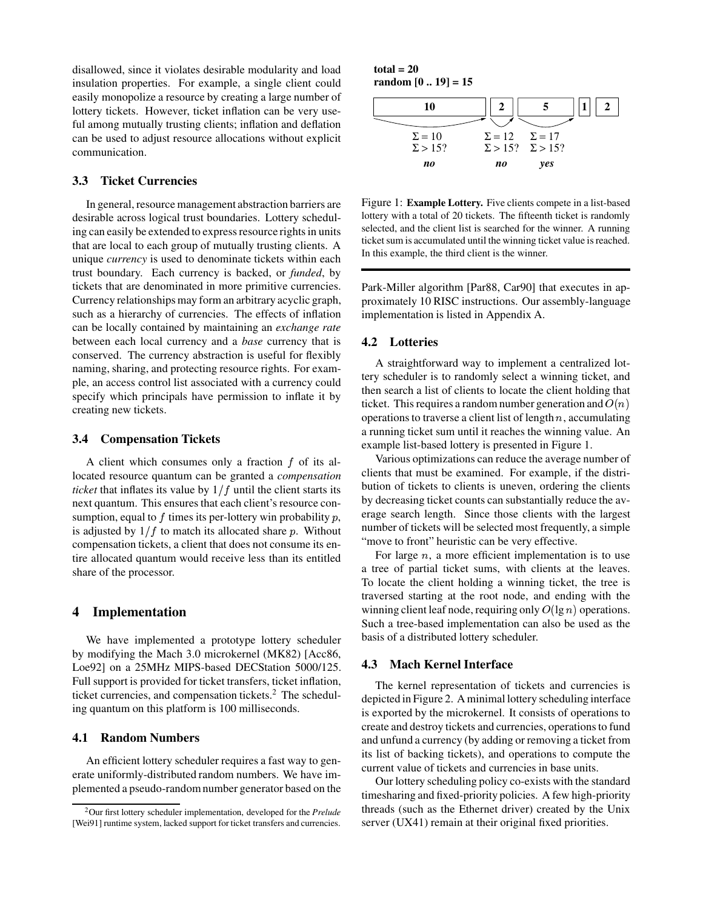disallowed, since it violates desirable modularity and load insulation properties. For example, a single client could easily monopolize a resource by creating a large number of lottery tickets. However, ticket inflation can be very useful among mutually trusting clients; inflation and deflation can be used to adjust resource allocations without explicit communication.

### 3.3 Ticket Currencies

In general, resource management abstraction barriers are desirable across logical trust boundaries. Lottery scheduling can easily be extended to express resource rights in units that are local to each group of mutually trusting clients. A unique *currency* is used to denominate tickets within each trust boundary. Each currency is backed, or *funded*, by tickets that are denominated in more primitive currencies. Currency relationships may form an arbitrary acyclic graph, such as a hierarchy of currencies. The effects of inflation can be locally contained by maintaining an *exchange rate* between each local currency and a *base* currency that is conserved. The currency abstraction is useful for flexibly naming, sharing, and protecting resource rights. For example, an access control list associated with a currency could specify which principals have permission to inflate it by creating new tickets.

### 3.4 Compensation Tickets

A client which consumes only a fraction $f$ of its allocated resource quantum can be granted a *compensation ticket* that inflates its value by $1/f$ until the client starts its next quantum. This ensures that each client's resource consumption, equal to $f$ times its per-lottery win probability $p$, is adjusted by $1/f$ to match its allocated share $p$. Without compensation tickets, a client that does not consume its entire allocated quantum would receive less than its entitled share of the processor.

## 4 Implementation

We have implemented a prototype lottery scheduler by modifying the Mach 3.0 microkernel (MK82) [Acc86, Loe92] on a 25MHz MIPS-based DECStation 5000/125. Full support is provided for ticket transfers, ticket inflation, ticket currencies, and compensation tickets.[2] The scheduling quantum on this platform is 100 milliseconds.

### 4.1 Random Numbers

An efficient lottery scheduler requires a fast way to generate uniformly-distributed random numbers. We have implemented a pseudo-random number generator based on the Park-Miller algorithm [Par88, Car90] that executes in approximately 10 RISC instructions. Our assembly-language implementation is listed in Appendix A.

**total = 20**
**random [0 .. 19] = 15**

| 10 | 2 | 5 | 1 | 2 |
|---|---|---|---|---|
| $\Sigma = 10$, $\Sigma > 15$? *no* | $\Sigma = 12$, $\Sigma > 15$? *no* | $\Sigma = 17$, $\Sigma > 15$? *yes* | | |

Figure 1: **Example Lottery.** Five clients compete in a list-based lottery with a total of 20 tickets. The fifteenth ticket is randomly selected, and the client list is searched for the winner. A running ticket sum is accumulated until the winning ticket value is reached. In this example, the third client is the winner.

### 4.2 Lotteries

A straightforward way to implement a centralized lottery scheduler is to randomly select a winning ticket, and then search a list of clients to locate the client holding that ticket. This requires a random number generation and $O(n)$ operations to traverse a client list of length $n$, accumulating a running ticket sum until it reaches the winning value. An example list-based lottery is presented in Figure 1.

Various optimizations can reduce the average number of clients that must be examined. For example, if the distribution of tickets to clients is uneven, ordering the clients by decreasing ticket counts can substantially reduce the average search length. Since those clients with the largest number of tickets will be selected most frequently, a simple "move to front" heuristic can be very effective.

For large $n$, a more efficient implementation is to use a tree of partial ticket sums, with clients at the leaves. To locate the client holding a winning ticket, the tree is traversed starting at the root node, and ending with the winning client leaf node, requiring only $O(\lg n)$ operations. Such a tree-based implementation can also be used as the basis of a distributed lottery scheduler.

### 4.3 Mach Kernel Interface

The kernel representation of tickets and currencies is depicted in Figure 2. A minimal lottery scheduling interface is exported by the microkernel. It consists of operations to create and destroy tickets and currencies, operations to fund and unfund a currency (by adding or removing a ticket from its list of backing tickets), and operations to compute the current value of tickets and currencies in base units.

Our lottery scheduling policy co-exists with the standard timesharing and fixed-priority policies. A few high-priority threads (such as the Ethernet driver) created by the Unix server (UX41) remain at their original fixed priorities.

[2] Our first lottery scheduler implementation, developed for the *Prelude* [Wei91] runtime system, lacked support for ticket transfers and currencies.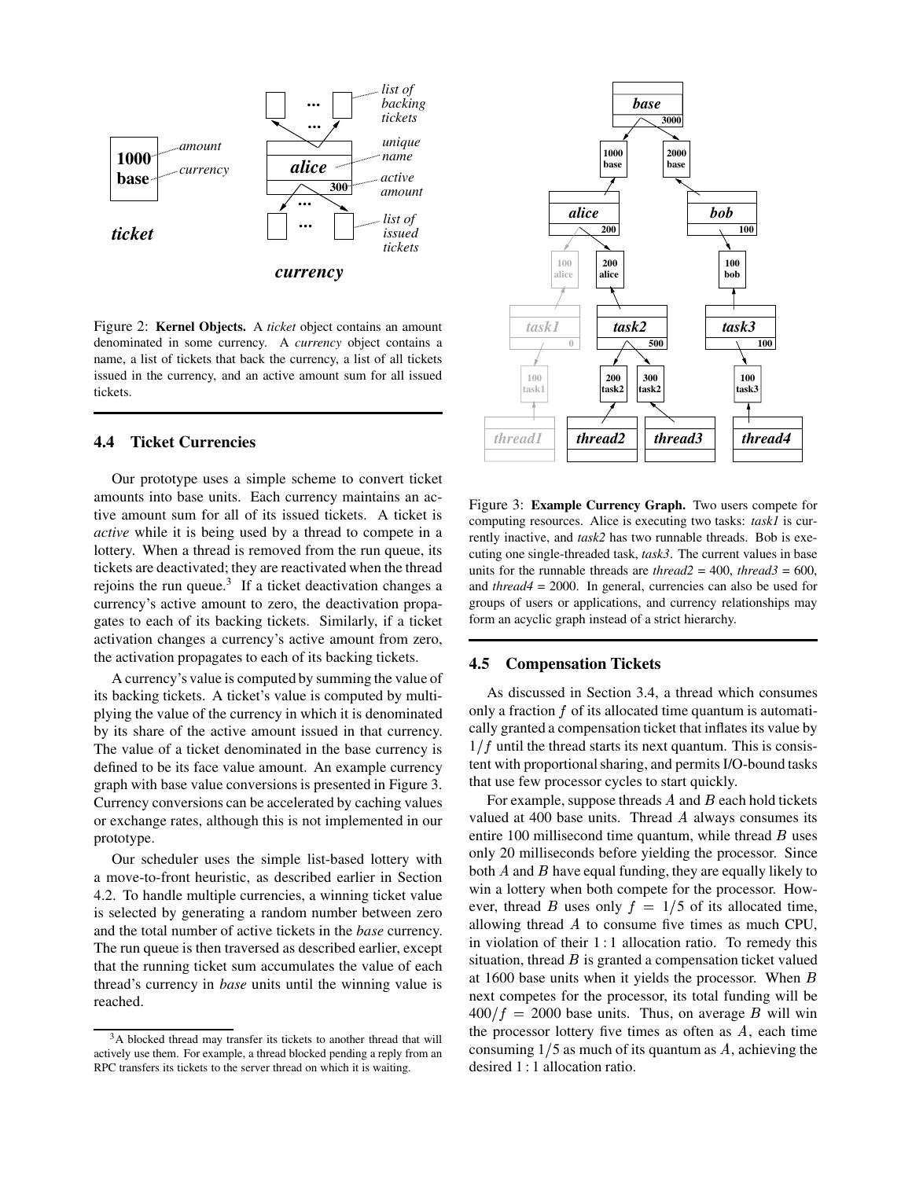ticket

1000
base

amount

currency

list of backing tickets

unique name

alice

active amount

300

list of issued tickets

currency

Figure 2: **Kernel Objects.** A *ticket* object contains an amount denominated in some currency. A *currency* object contains a name, a list of tickets that back the currency, a list of all tickets issued in the currency, and an active amount sum for all issued tickets.

### 4.4 Ticket Currencies

Our prototype uses a simple scheme to convert ticket amounts into base units. Each currency maintains an active amount sum for all of its issued tickets. A ticket is *active* while it is being used by a thread to compete in a lottery. When a thread is removed from the run queue, its tickets are deactivated; they are reactivated when the thread rejoins the run queue.[3] If a ticket deactivation changes a currency's active amount to zero, the deactivation propagates to each of its backing tickets. Similarly, if a ticket activation changes a currency's active amount from zero, the activation propagates to each of its backing tickets.

A currency's value is computed by summing the value of its backing tickets. A ticket's value is computed by multiplying the value of the currency in which it is denominated by its share of the active amount issued in that currency. The value of a ticket denominated in the base currency is defined to be its face value amount. An example currency graph with base value conversions is presented in Figure 3. Currency conversions can be accelerated by caching values or exchange rates, although this is not implemented in our prototype.

Our scheduler uses the simple list-based lottery with a move-to-front heuristic, as described earlier in Section 4.2. To handle multiple currencies, a winning ticket value is selected by generating a random number between zero and the total number of active tickets in the *base* currency. The run queue is then traversed as described earlier, except that the running ticket sum accumulates the value of each thread's currency in *base* units until the winning value is reached.

[3] A blocked thread may transfer its tickets to another thread that will actively use them. For example, a thread blocked pending a reply from an RPC transfers its tickets to the server thread on which it is waiting.

base
3000
1000 base
2000 base
alice
200
bob
100
100 alice
200 alice
100 bob
task1
0
task2
500
task3
100
100 task1
200 task2
300 task2
100 task3
thread1
thread2
thread3
thread4

Figure 3: **Example Currency Graph.** Two users compete for computing resources. Alice is executing two tasks: *task1* is currently inactive, and *task2* has two runnable threads. Bob is executing one single-threaded task, *task3*. The current values in base units for the runnable threads are *thread2* = 400, *thread3* = 600, and *thread4* = 2000. In general, currencies can also be used for groups of users or applications, and currency relationships may form an acyclic graph instead of a strict hierarchy.

### 4.5 Compensation Tickets

As discussed in Section 3.4, a thread which consumes only a fraction $f$ of its allocated time quantum is automatically granted a compensation ticket that inflates its value by $1/f$ until the thread starts its next quantum. This is consistent with proportional sharing, and permits I/O-bound tasks that use few processor cycles to start quickly.

For example, suppose threads $A$ and $B$ each hold tickets valued at 400 base units. Thread $A$ always consumes its entire 100 millisecond time quantum, while thread $B$ uses only 20 milliseconds before yielding the processor. Since both $A$ and $B$ have equal funding, they are equally likely to win a lottery when both compete for the processor. However, thread $B$ uses only $f = 1/5$ of its allocated time, allowing thread $A$ to consume five times as much CPU, in violation of their $1:1$ allocation ratio. To remedy this situation, thread $B$ is granted a compensation ticket valued at 1600 base units when it yields the processor. When $B$ next competes for the processor, its total funding will be $400/f = 2000$ base units. Thus, on average $B$ will win the processor lottery five times as often as $A$, each time consuming $1/5$ as much of its quantum as $A$, achieving the desired $1:1$ allocation ratio.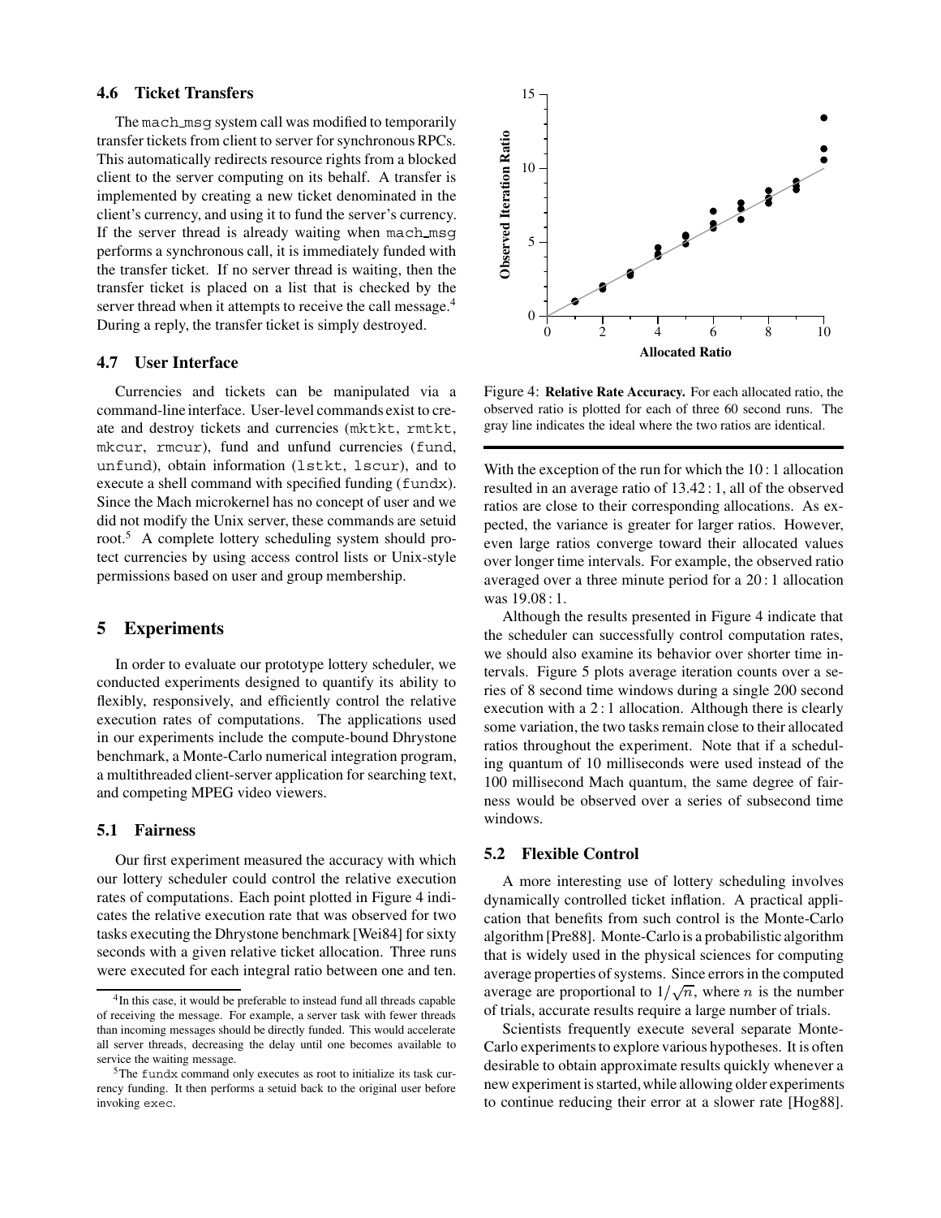### 4.6 Ticket Transfers

The mach_msg system call was modified to temporarily transfer tickets from client to server for synchronous RPCs. This automatically redirects resource rights from a blocked client to the server computing on its behalf. A transfer is implemented by creating a new ticket denominated in the client's currency, and using it to fund the server's currency. If the server thread is already waiting when mach_msg performs a synchronous call, it is immediately funded with the transfer ticket. If no server thread is waiting, then the transfer ticket is placed on a list that is checked by the server thread when it attempts to receive the call message.[4] During a reply, the transfer ticket is simply destroyed.

### 4.7 User Interface

Currencies and tickets can be manipulated via a command-line interface. User-level commands exist to create and destroy tickets and currencies (mktkt, rmtkt, mkcur, rmcur), fund and unfund currencies (fund, unfund), obtain information (lstkt, lscur), and to execute a shell command with specified funding (fundx). Since the Mach microkernel has no concept of user and we did not modify the Unix server, these commands are setuid root.[5] A complete lottery scheduling system should protect currencies by using access control lists or Unix-style permissions based on user and group membership.

## 5 Experiments

In order to evaluate our prototype lottery scheduler, we conducted experiments designed to quantify its ability to flexibly, responsively, and efficiently control the relative execution rates of computations. The applications used in our experiments include the compute-bound Dhrystone benchmark, a Monte-Carlo numerical integration program, a multithreaded client-server application for searching text, and competing MPEG video viewers.

### 5.1 Fairness

Our first experiment measured the accuracy with which our lottery scheduler could control the relative execution rates of computations. Each point plotted in Figure 4 indicates the relative execution rate that was observed for two tasks executing the Dhrystone benchmark [Wei84] for sixty seconds with a given relative ticket allocation. Three runs were executed for each integral ratio between one and ten.

Figure 4: **Relative Rate Accuracy.** For each allocated ratio, the observed ratio is plotted for each of three 60 second runs. The gray line indicates the ideal where the two ratios are identical.

With the exception of the run for which the 10 : 1 allocation resulted in an average ratio of 13.42 : 1, all of the observed ratios are close to their corresponding allocations. As expected, the variance is greater for larger ratios. However, even large ratios converge toward their allocated values over longer time intervals. For example, the observed ratio averaged over a three minute period for a 20 : 1 allocation was 19.08 : 1.

Although the results presented in Figure 4 indicate that the scheduler can successfully control computation rates, we should also examine its behavior over shorter time intervals. Figure 5 plots average iteration counts over a series of 8 second time windows during a single 200 second execution with a 2 : 1 allocation. Although there is clearly some variation, the two tasks remain close to their allocated ratios throughout the experiment. Note that if a scheduling quantum of 10 milliseconds were used instead of the 100 millisecond Mach quantum, the same degree of fairness would be observed over a series of subsecond time windows.

### 5.2 Flexible Control

A more interesting use of lottery scheduling involves dynamically controlled ticket inflation. A practical application that benefits from such control is the Monte-Carlo algorithm [Pre88]. Monte-Carlo is a probabilistic algorithm that is widely used in the physical sciences for computing average properties of systems. Since errors in the computed average are proportional to $1/\sqrt{n}$, where $n$ is the number of trials, accurate results require a large number of trials.

Scientists frequently execute several separate Monte-Carlo experiments to explore various hypotheses. It is often desirable to obtain approximate results quickly whenever a new experiment is started, while allowing older experiments to continue reducing their error at a slower rate [Hog88].

[4] In this case, it would be preferable to instead fund all threads capable of receiving the message. For example, a server task with fewer threads than incoming messages should be directly funded. This would accelerate all server threads, decreasing the delay until one becomes available to service the waiting message.

[5] The fundx command only executes as root to initialize its task currency funding. It then performs a setuid back to the original user before invoking exec.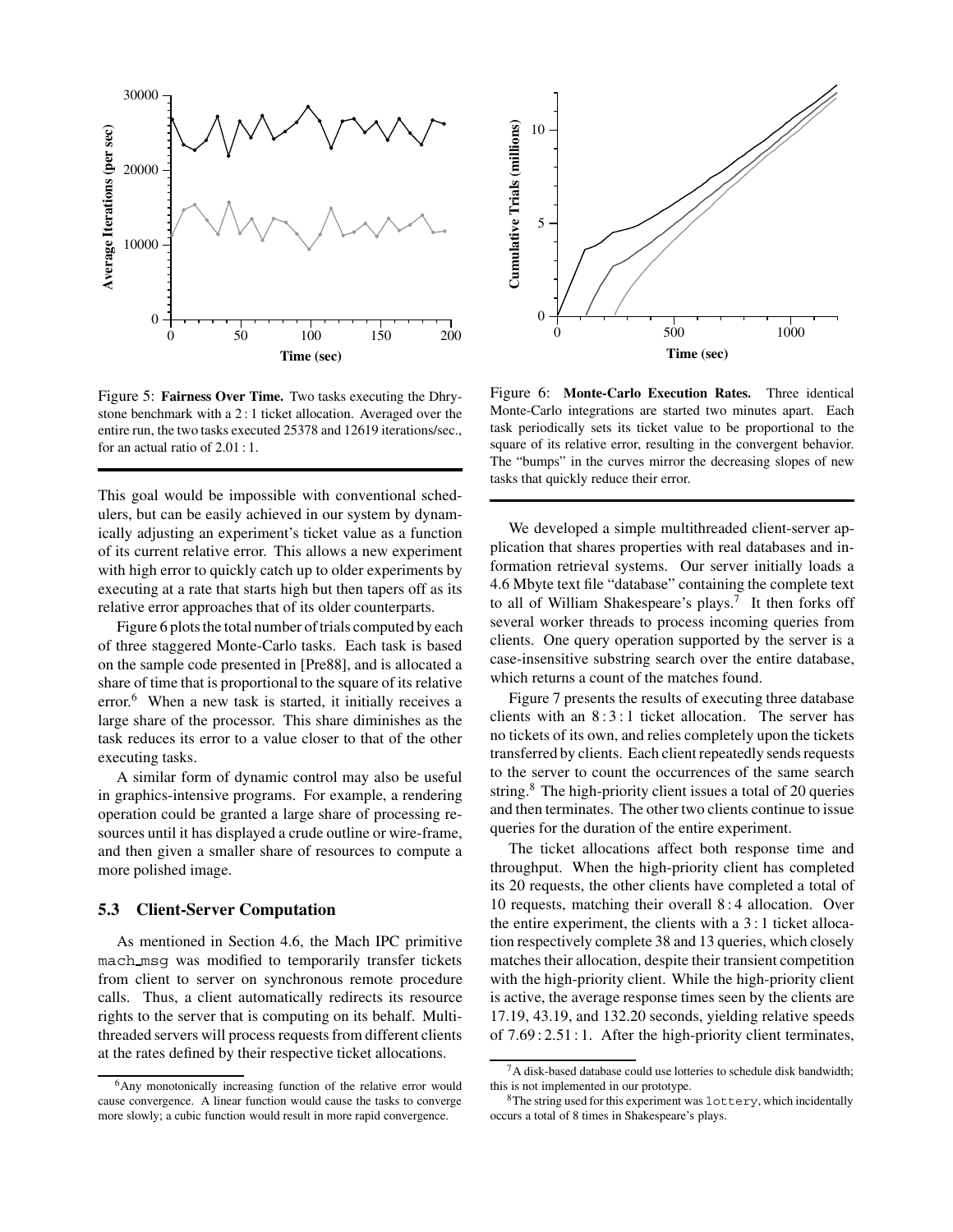Figure 5: **Fairness Over Time.** Two tasks executing the Dhrystone benchmark with a 2 : 1 ticket allocation. Averaged over the entire run, the two tasks executed 25378 and 12619 iterations/sec., for an actual ratio of 2.01 : 1.

Figure 6: **Monte-Carlo Execution Rates.** Three identical Monte-Carlo integrations are started two minutes apart. Each task periodically sets its ticket value to be proportional to the square of its relative error, resulting in the convergent behavior. The "bumps" in the curves mirror the decreasing slopes of new tasks that quickly reduce their error.

This goal would be impossible with conventional schedulers, but can be easily achieved in our system by dynamically adjusting an experiment's ticket value as a function of its current relative error. This allows a new experiment with high error to quickly catch up to older experiments by executing at a rate that starts high but then tapers off as its relative error approaches that of its older counterparts.

Figure 6 plots the total number of trials computed by each of three staggered Monte-Carlo tasks. Each task is based on the sample code presented in [Pre88], and is allocated a share of time that is proportional to the square of its relative error.[6] When a new task is started, it initially receives a large share of the processor. This share diminishes as the task reduces its error to a value closer to that of the other executing tasks.

A similar form of dynamic control may also be useful in graphics-intensive programs. For example, a rendering operation could be granted a large share of processing resources until it has displayed a crude outline or wire-frame, and then given a smaller share of resources to compute a more polished image.

### 5.3 Client-Server Computation

As mentioned in Section 4.6, the Mach IPC primitive `mach_msg` was modified to temporarily transfer tickets from client to server on synchronous remote procedure calls. Thus, a client automatically redirects its resource rights to the server that is computing on its behalf. Multithreaded servers will process requests from different clients at the rates defined by their respective ticket allocations.

We developed a simple multithreaded client-server application that shares properties with real databases and information retrieval systems. Our server initially loads a 4.6 Mbyte text file "database" containing the complete text to all of William Shakespeare's plays.[7] It then forks off several worker threads to process incoming queries from clients. One query operation supported by the server is a case-insensitive substring search over the entire database, which returns a count of the matches found.

Figure 7 presents the results of executing three database clients with an 8 : 3 : 1 ticket allocation. The server has no tickets of its own, and relies completely upon the tickets transferred by clients. Each client repeatedly sends requests to the server to count the occurrences of the same search string.[8] The high-priority client issues a total of 20 queries and then terminates. The other two clients continue to issue queries for the duration of the entire experiment.

The ticket allocations affect both response time and throughput. When the high-priority client has completed its 20 requests, the other clients have completed a total of 10 requests, matching their overall 8 : 4 allocation. Over the entire experiment, the clients with a 3 : 1 ticket allocation respectively complete 38 and 13 queries, which closely matches their allocation, despite their transient competition with the high-priority client. While the high-priority client is active, the average response times seen by the clients are 17.19, 43.19, and 132.20 seconds, yielding relative speeds of 7.69 : 2.51 : 1. After the high-priority client terminates,

---

[6] Any monotonically increasing function of the relative error would cause convergence. A linear function would cause the tasks to converge more slowly; a cubic function would result in more rapid convergence.

[7] A disk-based database could use lotteries to schedule disk bandwidth; this is not implemented in our prototype.

[8] The string used for this experiment was `lottery`, which incidentally occurs a total of 8 times in Shakespeare's plays.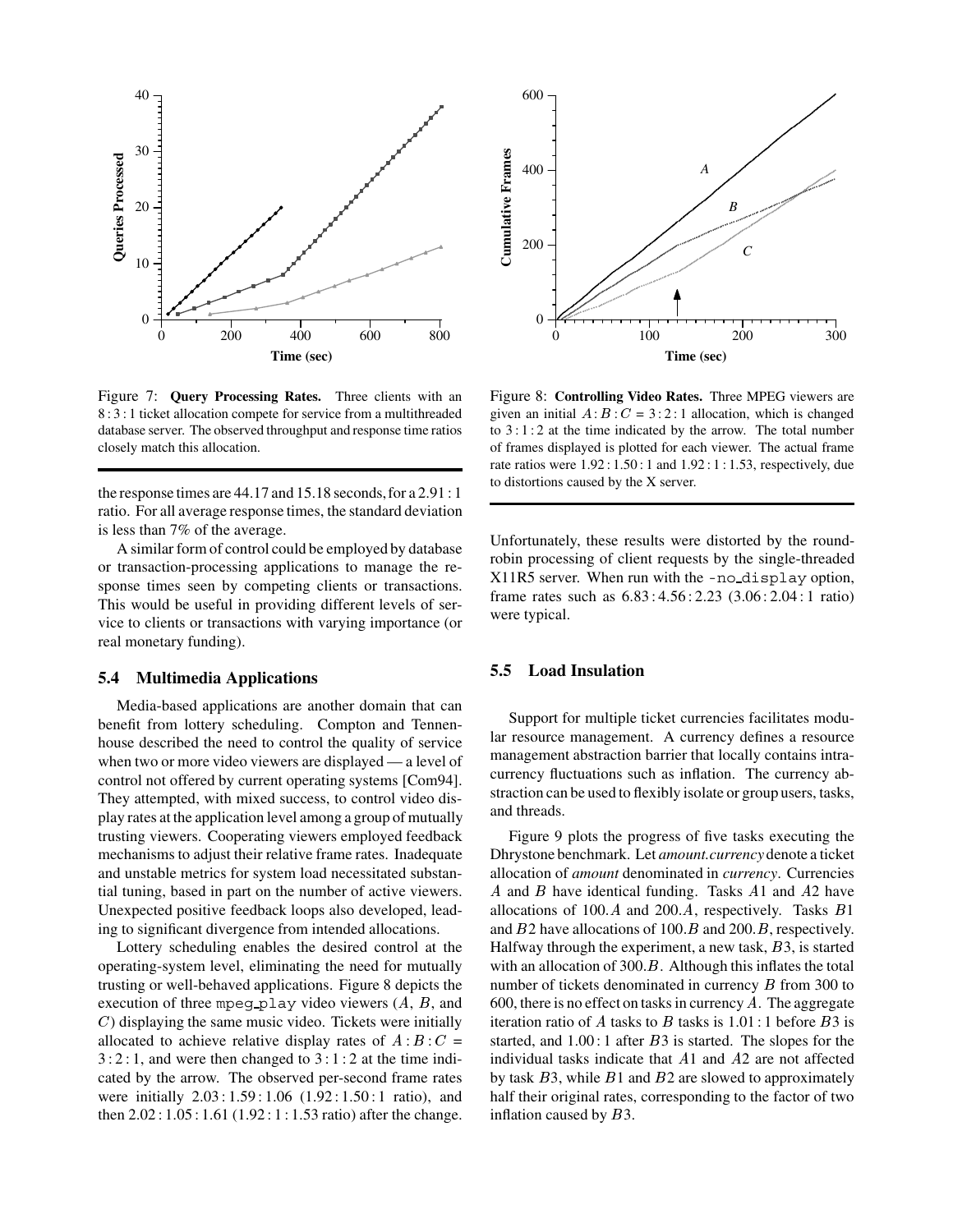Figure 7: **Query Processing Rates.** Three clients with an 8 : 3 : 1 ticket allocation compete for service from a multithreaded database server. The observed throughput and response time ratios closely match this allocation.

Figure 8: **Controlling Video Rates.** Three MPEG viewers are given an initial $A:B:C = 3:2:1$ allocation, which is changed to $3:1:2$ at the time indicated by the arrow. The total number of frames displayed is plotted for each viewer. The actual frame rate ratios were $1.92:1.50:1$ and $1.92:1:1.53$, respectively, due to distortions caused by the X server.

the response times are 44.17 and 15.18 seconds, for a 2.91 : 1 ratio. For all average response times, the standard deviation is less than 7% of the average.

A similar form of control could be employed by database or transaction-processing applications to manage the response times seen by competing clients or transactions. This would be useful in providing different levels of service to clients or transactions with varying importance (or real monetary funding).

### 5.4 Multimedia Applications

Media-based applications are another domain that can benefit from lottery scheduling. Compton and Tennenhouse described the need to control the quality of service when two or more video viewers are displayed — a level of control not offered by current operating systems [Com94]. They attempted, with mixed success, to control video display rates at the application level among a group of mutually trusting viewers. Cooperating viewers employed feedback mechanisms to adjust their relative frame rates. Inadequate and unstable metrics for system load necessitated substantial tuning, based in part on the number of active viewers. Unexpected positive feedback loops also developed, leading to significant divergence from intended allocations.

Lottery scheduling enables the desired control at the operating-system level, eliminating the need for mutually trusting or well-behaved applications. Figure 8 depicts the execution of three `mpeg_play` video viewers ($A$, $B$, and $C$) displaying the same music video. Tickets were initially allocated to achieve relative display rates of $A:B:C = 3:2:1$, and were then changed to $3:1:2$ at the time indicated by the arrow. The observed per-second frame rates were initially $2.03:1.59:1.06$ ($1.92:1.50:1$ ratio), and then $2.02:1.05:1.61$ ($1.92:1:1.53$ ratio) after the change. Unfortunately, these results were distorted by the round-robin processing of client requests by the single-threaded X11R5 server. When run with the `-no_display` option, frame rates such as $6.83:4.56:2.23$ ($3.06:2.04:1$ ratio) were typical.

### 5.5 Load Insulation

Support for multiple ticket currencies facilitates modular resource management. A currency defines a resource management abstraction barrier that locally contains intra-currency fluctuations such as inflation. The currency abstraction can be used to flexibly isolate or group users, tasks, and threads.

Figure 9 plots the progress of five tasks executing the Dhrystone benchmark. Let *amount.currency* denote a ticket allocation of *amount* denominated in *currency*. Currencies $A$ and $B$ have identical funding. Tasks $A1$ and $A2$ have allocations of $100.A$ and $200.A$, respectively. Tasks $B1$ and $B2$ have allocations of $100.B$ and $200.B$, respectively. Halfway through the experiment, a new task, $B3$, is started with an allocation of $300.B$. Although this inflates the total number of tickets denominated in currency $B$ from 300 to 600, there is no effect on tasks in currency $A$. The aggregate iteration ratio of $A$ tasks to $B$ tasks is $1.01:1$ before $B3$ is started, and $1.00:1$ after $B3$ is started. The slopes for the individual tasks indicate that $A1$ and $A2$ are not affected by task $B3$, while $B1$ and $B2$ are slowed to approximately half their original rates, corresponding to the factor of two inflation caused by $B3$.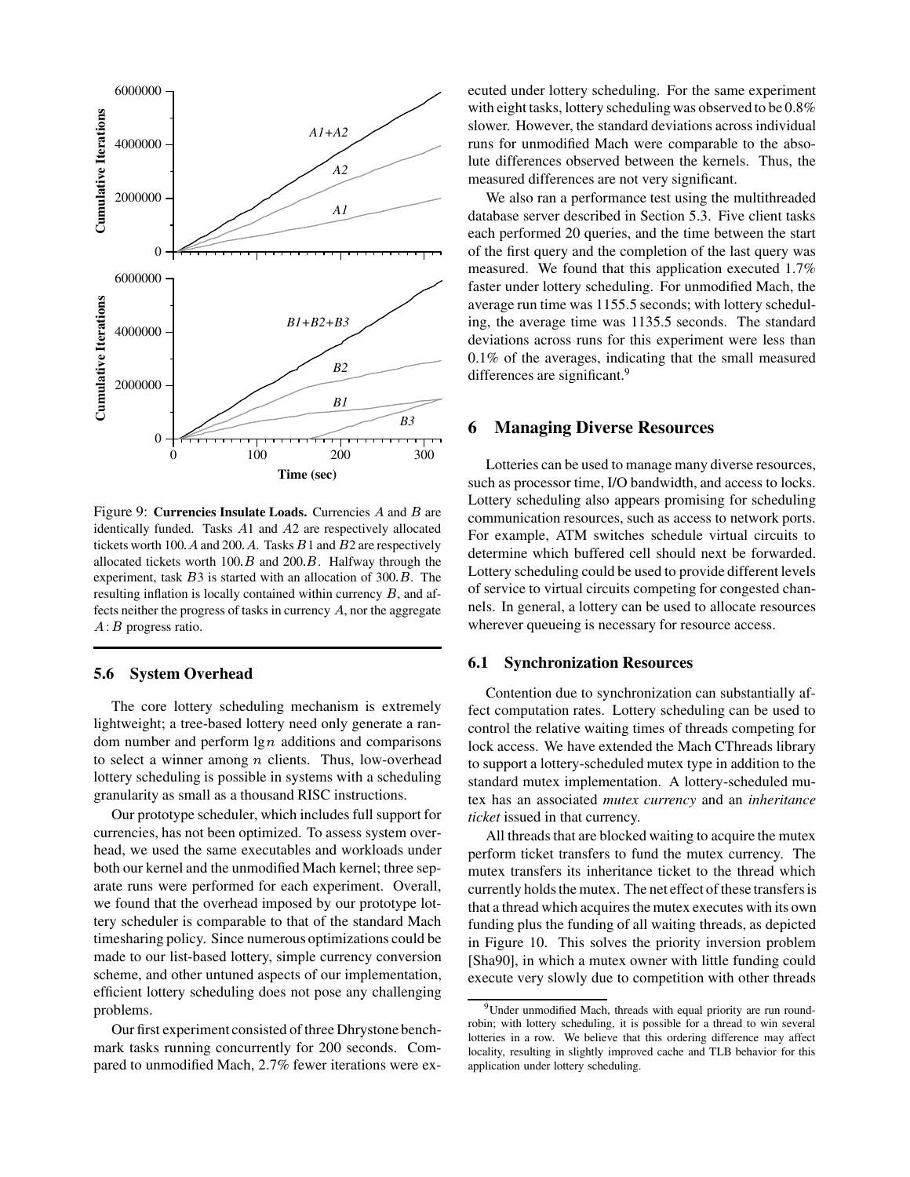6000000

4000000

2000000

0

Cumulative Iterations

A1+A2

A2

A1

6000000

4000000

2000000

0

Cumulative Iterations

B1+B2+B3

B2

B1

B3

0 100 200 300

Time (sec)

Figure 9: **Currencies Insulate Loads.** Currencies $A$ and $B$ are identically funded. Tasks $A1$ and $A2$ are respectively allocated tickets worth $100.A$ and $200.A$. Tasks $B1$ and $B2$ are respectively allocated tickets worth $100.B$ and $200.B$. Halfway through the experiment, task $B3$ is started with an allocation of $300.B$. The resulting inflation is locally contained within currency $B$, and affects neither the progress of tasks in currency $A$, nor the aggregate $A:B$ progress ratio.

### 5.6 System Overhead

The core lottery scheduling mechanism is extremely lightweight; a tree-based lottery need only generate a random number and perform $\lg n$ additions and comparisons to select a winner among $n$ clients. Thus, low-overhead lottery scheduling is possible in systems with a scheduling granularity as small as a thousand RISC instructions.

Our prototype scheduler, which includes full support for currencies, has not been optimized. To assess system overhead, we used the same executables and workloads under both our kernel and the unmodified Mach kernel; three separate runs were performed for each experiment. Overall, we found that the overhead imposed by our prototype lottery scheduler is comparable to that of the standard Mach timesharing policy. Since numerous optimizations could be made to our list-based lottery, simple currency conversion scheme, and other untuned aspects of our implementation, efficient lottery scheduling does not pose any challenging problems.

Our first experiment consisted of three Dhrystone benchmark tasks running concurrently for 200 seconds. Compared to unmodified Mach, 2.7% fewer iterations were executed under lottery scheduling. For the same experiment with eight tasks, lottery scheduling was observed to be 0.8% slower. However, the standard deviations across individual runs for unmodified Mach were comparable to the absolute differences observed between the kernels. Thus, the measured differences are not very significant.

We also ran a performance test using the multithreaded database server described in Section 5.3. Five client tasks each performed 20 queries, and the time between the start of the first query and the completion of the last query was measured. We found that this application executed 1.7% faster under lottery scheduling. For unmodified Mach, the average run time was 1155.5 seconds; with lottery scheduling, the average time was 1135.5 seconds. The standard deviations across runs for this experiment were less than 0.1% of the averages, indicating that the small measured differences are significant.[9]

## 6 Managing Diverse Resources

Lotteries can be used to manage many diverse resources, such as processor time, I/O bandwidth, and access to locks. Lottery scheduling also appears promising for scheduling communication resources, such as access to network ports. For example, ATM switches schedule virtual circuits to determine which buffered cell should next be forwarded. Lottery scheduling could be used to provide different levels of service to virtual circuits competing for congested channels. In general, a lottery can be used to allocate resources wherever queueing is necessary for resource access.

### 6.1 Synchronization Resources

Contention due to synchronization can substantially affect computation rates. Lottery scheduling can be used to control the relative waiting times of threads competing for lock access. We have extended the Mach CThreads library to support a lottery-scheduled mutex type in addition to the standard mutex implementation. A lottery-scheduled mutex has an associated *mutex currency* and an *inheritance ticket* issued in that currency.

All threads that are blocked waiting to acquire the mutex perform ticket transfers to fund the mutex currency. The mutex transfers its inheritance ticket to the thread which currently holds the mutex. The net effect of these transfers is that a thread which acquires the mutex executes with its own funding plus the funding of all waiting threads, as depicted in Figure 10. This solves the priority inversion problem [Sha90], in which a mutex owner with little funding could execute very slowly due to competition with other threads

[9] Under unmodified Mach, threads with equal priority are run round-robin; with lottery scheduling, it is possible for a thread to win several lotteries in a row. We believe that this ordering difference may affect locality, resulting in slightly improved cache and TLB behavior for this application under lottery scheduling.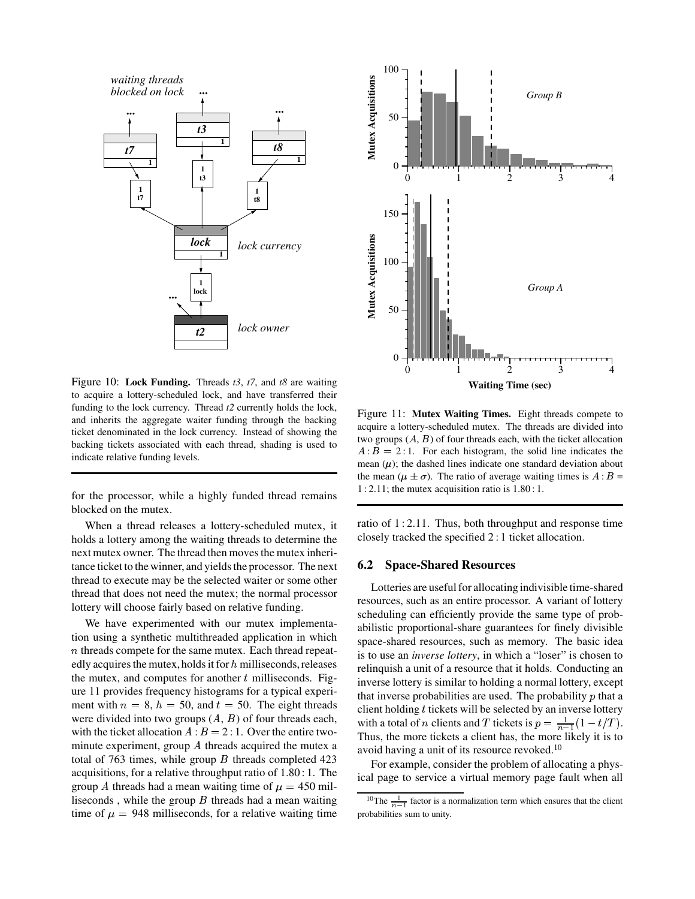Figure 10: **Lock Funding.** Threads *t3*, *t7*, and *t8* are waiting to acquire a lottery-scheduled lock, and have transferred their funding to the lock currency. Thread *t2* currently holds the lock, and inherits the aggregate waiter funding through the backing ticket denominated in the lock currency. Instead of showing the backing tickets associated with each thread, shading is used to indicate relative funding levels.

for the processor, while a highly funded thread remains blocked on the mutex.

When a thread releases a lottery-scheduled mutex, it holds a lottery among the waiting threads to determine the next mutex owner. The thread then moves the mutex inheritance ticket to the winner, and yields the processor. The next thread to execute may be the selected waiter or some other thread that does not need the mutex; the normal processor lottery will choose fairly based on relative funding.

We have experimented with our mutex implementation using a synthetic multithreaded application in which $n$ threads compete for the same mutex. Each thread repeatedly acquires the mutex, holds it for $h$ milliseconds, releases the mutex, and computes for another $t$ milliseconds. Figure 11 provides frequency histograms for a typical experiment with $n = 8$, $h = 50$, and $t = 50$. The eight threads were divided into two groups ($A$, $B$) of four threads each, with the ticket allocation $A : B = 2 : 1$. Over the entire two-minute experiment, group $A$ threads acquired the mutex a total of 763 times, while group $B$ threads completed 423 acquisitions, for a relative throughput ratio of $1.80 : 1$. The group $A$ threads had a mean waiting time of $\mu = 450$ milliseconds , while the group $B$ threads had a mean waiting time of $\mu = 948$ milliseconds, for a relative waiting time ratio of $1 : 2.11$. Thus, both throughput and response time closely tracked the specified $2 : 1$ ticket allocation.

Figure 11: **Mutex Waiting Times.** Eight threads compete to acquire a lottery-scheduled mutex. The threads are divided into two groups ($A$, $B$) of four threads each, with the ticket allocation $A : B = 2 : 1$. For each histogram, the solid line indicates the mean ($\mu$); the dashed lines indicate one standard deviation about the mean ($\mu \pm \sigma$). The ratio of average waiting times is $A : B = 1 : 2.11$; the mutex acquisition ratio is $1.80 : 1$.

### 6.2 Space-Shared Resources

Lotteries are useful for allocating indivisible time-shared resources, such as an entire processor. A variant of lottery scheduling can efficiently provide the same type of probabilistic proportional-share guarantees for finely divisible space-shared resources, such as memory. The basic idea is to use an *inverse lottery*, in which a "loser" is chosen to relinquish a unit of a resource that it holds. Conducting an inverse lottery is similar to holding a normal lottery, except that inverse probabilities are used. The probability $p$ that a client holding $t$ tickets will be selected by an inverse lottery with a total of $n$ clients and $T$ tickets is $p = \frac{1}{n-1}(1 - t/T)$. Thus, the more tickets a client has, the more likely it is to avoid having a unit of its resource revoked.[10]

For example, consider the problem of allocating a physical page to service a virtual memory page fault when all

[10] The $\frac{1}{n-1}$ factor is a normalization term which ensures that the client probabilities sum to unity.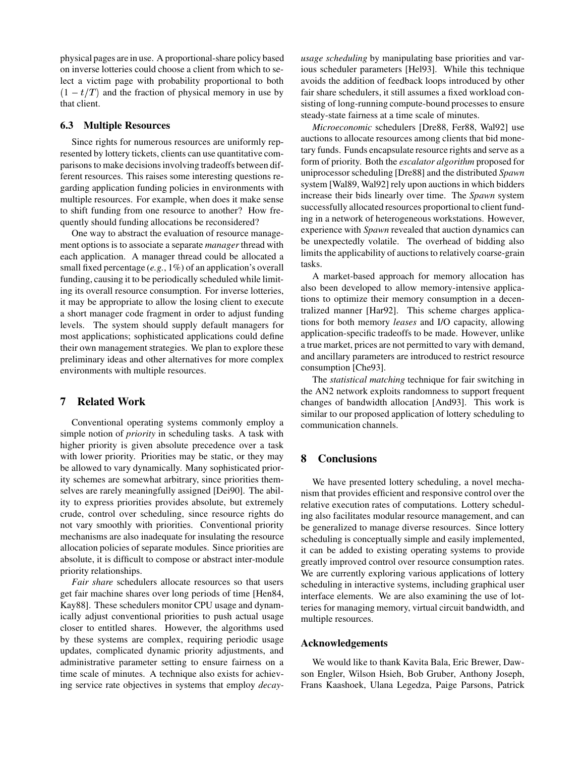physical pages are in use. A proportional-share policy based on inverse lotteries could choose a client from which to select a victim page with probability proportional to both $(1 - t/T)$ and the fraction of physical memory in use by that client.

### 6.3 Multiple Resources

Since rights for numerous resources are uniformly represented by lottery tickets, clients can use quantitative comparisons to make decisions involving tradeoffs between different resources. This raises some interesting questions regarding application funding policies in environments with multiple resources. For example, when does it make sense to shift funding from one resource to another? How frequently should funding allocations be reconsidered?

One way to abstract the evaluation of resource management options is to associate a separate *manager* thread with each application. A manager thread could be allocated a small fixed percentage (*e.g.*, 1%) of an application's overall funding, causing it to be periodically scheduled while limiting its overall resource consumption. For inverse lotteries, it may be appropriate to allow the losing client to execute a short manager code fragment in order to adjust funding levels. The system should supply default managers for most applications; sophisticated applications could define their own management strategies. We plan to explore these preliminary ideas and other alternatives for more complex environments with multiple resources.

## 7 Related Work

Conventional operating systems commonly employ a simple notion of *priority* in scheduling tasks. A task with higher priority is given absolute precedence over a task with lower priority. Priorities may be static, or they may be allowed to vary dynamically. Many sophisticated priority schemes are somewhat arbitrary, since priorities themselves are rarely meaningfully assigned [Dei90]. The ability to express priorities provides absolute, but extremely crude, control over scheduling, since resource rights do not vary smoothly with priorities. Conventional priority mechanisms are also inadequate for insulating the resource allocation policies of separate modules. Since priorities are absolute, it is difficult to compose or abstract inter-module priority relationships.

*Fair share* schedulers allocate resources so that users get fair machine shares over long periods of time [Hen84, Kay88]. These schedulers monitor CPU usage and dynamically adjust conventional priorities to push actual usage closer to entitled shares. However, the algorithms used by these systems are complex, requiring periodic usage updates, complicated dynamic priority adjustments, and administrative parameter setting to ensure fairness on a time scale of minutes. A technique also exists for achieving service rate objectives in systems that employ *decay-usage scheduling* by manipulating base priorities and various scheduler parameters [Hel93]. While this technique avoids the addition of feedback loops introduced by other fair share schedulers, it still assumes a fixed workload consisting of long-running compute-bound processes to ensure steady-state fairness at a time scale of minutes.

*Microeconomic* schedulers [Dre88, Fer88, Wal92] use auctions to allocate resources among clients that bid monetary funds. Funds encapsulate resource rights and serve as a form of priority. Both the *escalator algorithm* proposed for uniprocessor scheduling [Dre88] and the distributed *Spawn* system [Wal89, Wal92] rely upon auctions in which bidders increase their bids linearly over time. The *Spawn* system successfully allocated resources proportional to client funding in a network of heterogeneous workstations. However, experience with *Spawn* revealed that auction dynamics can be unexpectedly volatile. The overhead of bidding also limits the applicability of auctions to relatively coarse-grain tasks.

A market-based approach for memory allocation has also been developed to allow memory-intensive applications to optimize their memory consumption in a decentralized manner [Har92]. This scheme charges applications for both memory *leases* and I/O capacity, allowing application-specific tradeoffs to be made. However, unlike a true market, prices are not permitted to vary with demand, and ancillary parameters are introduced to restrict resource consumption [Che93].

The *statistical matching* technique for fair switching in the AN2 network exploits randomness to support frequent changes of bandwidth allocation [And93]. This work is similar to our proposed application of lottery scheduling to communication channels.

## 8 Conclusions

We have presented lottery scheduling, a novel mechanism that provides efficient and responsive control over the relative execution rates of computations. Lottery scheduling also facilitates modular resource management, and can be generalized to manage diverse resources. Since lottery scheduling is conceptually simple and easily implemented, it can be added to existing operating systems to provide greatly improved control over resource consumption rates. We are currently exploring various applications of lottery scheduling in interactive systems, including graphical user interface elements. We are also examining the use of lotteries for managing memory, virtual circuit bandwidth, and multiple resources.

### Acknowledgements

We would like to thank Kavita Bala, Eric Brewer, Dawson Engler, Wilson Hsieh, Bob Gruber, Anthony Joseph, Frans Kaashoek, Ulana Legedza, Paige Parsons, Patrick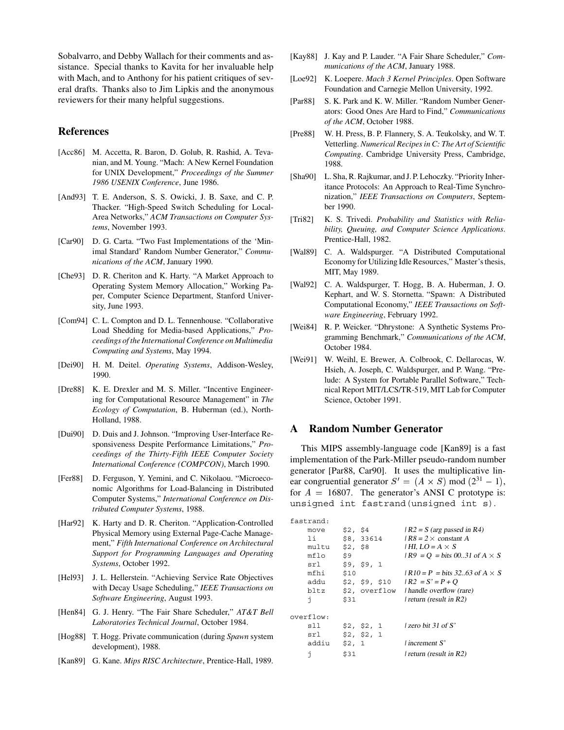Sobalvarro, and Debby Wallach for their comments and assistance. Special thanks to Kavita for her invaluable help with Mach, and to Anthony for his patient critiques of several drafts. Thanks also to Jim Lipkis and the anonymous reviewers for their many helpful suggestions.

## References

[Acc86] M. Accetta, R. Baron, D. Golub, R. Rashid, A. Tevanian, and M. Young. "Mach: A New Kernel Foundation for UNIX Development," *Proceedings of the Summer 1986 USENIX Conference*, June 1986.

[And93] T. E. Anderson, S. S. Owicki, J. B. Saxe, and C. P. Thacker. "High-Speed Switch Scheduling for Local-Area Networks," *ACM Transactions on Computer Systems*, November 1993.

[Car90] D. G. Carta. "Two Fast Implementations of the 'Minimal Standard' Random Number Generator," *Communications of the ACM*, January 1990.

[Che93] D. R. Cheriton and K. Harty. "A Market Approach to Operating System Memory Allocation," Working Paper, Computer Science Department, Stanford University, June 1993.

[Com94] C. L. Compton and D. L. Tennenhouse. "Collaborative Load Shedding for Media-based Applications," *Proceedings of the International Conference on Multimedia Computing and Systems*, May 1994.

[Dei90] H. M. Deitel. *Operating Systems*, Addison-Wesley, 1990.

[Dre88] K. E. Drexler and M. S. Miller. "Incentive Engineering for Computational Resource Management" in *The Ecology of Computation*, B. Huberman (ed.), North-Holland, 1988.

[Dui90] D. Duis and J. Johnson. "Improving User-Interface Responsiveness Despite Performance Limitations," *Proceedings of the Thirty-Fifth IEEE Computer Society International Conference (COMPCON)*, March 1990.

[Fer88] D. Ferguson, Y. Yemini, and C. Nikolaou. "Microeconomic Algorithms for Load-Balancing in Distributed Computer Systems," *International Conference on Distributed Computer Systems*, 1988.

[Har92] K. Harty and D. R. Cheriton. "Application-Controlled Physical Memory using External Page-Cache Management," *Fifth International Conference on Architectural Support for Programming Languages and Operating Systems*, October 1992.

[Hel93] J. L. Hellerstein. "Achieving Service Rate Objectives with Decay Usage Scheduling," *IEEE Transactions on Software Engineering*, August 1993.

[Hen84] G. J. Henry. "The Fair Share Scheduler," *AT&T Bell Laboratories Technical Journal*, October 1984.

[Hog88] T. Hogg. Private communication (during *Spawn* system development), 1988.

[Kan89] G. Kane. *Mips RISC Architecture*, Prentice-Hall, 1989.

[Kay88] J. Kay and P. Lauder. "A Fair Share Scheduler," *Communications of the ACM*, January 1988.

[Loe92] K. Loepere. *Mach 3 Kernel Principles*. Open Software Foundation and Carnegie Mellon University, 1992.

[Par88] S. K. Park and K. W. Miller. "Random Number Generators: Good Ones Are Hard to Find," *Communications of the ACM*, October 1988.

[Pre88] W. H. Press, B. P. Flannery, S. A. Teukolsky, and W. T. Vetterling. *Numerical Recipes in C: The Art of Scientific Computing*. Cambridge University Press, Cambridge, 1988.

[Sha90] L. Sha, R. Rajkumar, and J. P. Lehoczky. "Priority Inheritance Protocols: An Approach to Real-Time Synchronization," *IEEE Transactions on Computers*, September 1990.

[Tri82] K. S. Trivedi. *Probability and Statistics with Reliability, Queuing, and Computer Science Applications*. Prentice-Hall, 1982.

[Wal89] C. A. Waldspurger. "A Distributed Computational Economy for Utilizing Idle Resources," Master's thesis, MIT, May 1989.

[Wal92] C. A. Waldspurger, T. Hogg, B. A. Huberman, J. O. Kephart, and W. S. Stornetta. "Spawn: A Distributed Computational Economy," *IEEE Transactions on Software Engineering*, February 1992.

[Wei84] R. P. Weicker. "Dhrystone: A Synthetic Systems Programming Benchmark," *Communications of the ACM*, October 1984.

[Wei91] W. Weihl, E. Brewer, A. Colbrook, C. Dellarocas, W. Hsieh, A. Joseph, C. Waldspurger, and P. Wang. "Prelude: A System for Portable Parallel Software," Technical Report MIT/LCS/TR-519, MIT Lab for Computer Science, October 1991.

## A Random Number Generator

This MIPS assembly-language code [Kan89] is a fast implementation of the Park-Miller pseudo-random number generator [Par88, Car90]. It uses the multiplicative linear congruential generator $S' = (A \times S) \bmod (2^{31} - 1)$, for $A = 16807$. The generator's ANSI C prototype is: `unsigned int fastrand(unsigned int s)`.

```
fastrand:
    move    $2, $4          | R2 = S (arg passed in R4)
    li      $8, 33614       | R8 = 2 × constant A
    multu   $2, $8          | HI, LO = A × S
    mflo    $9              | R9 = Q = bits 00..31 of A × S
    srl     $9, $9, 1
    mfhi    $10             | R10 = P = bits 32..63 of A × S
    addu    $2, $9, $10     | R2 = S' = P + Q
    bltz    $2, overflow    | handle overflow (rare)
    j       $31             | return (result in R2)

overflow:
    sll     $2, $2, 1       | zero bit 31 of S'
    srl     $2, $2, 1
    addiu   $2, 1           | increment S'
    j       $31             | return (result in R2)
```